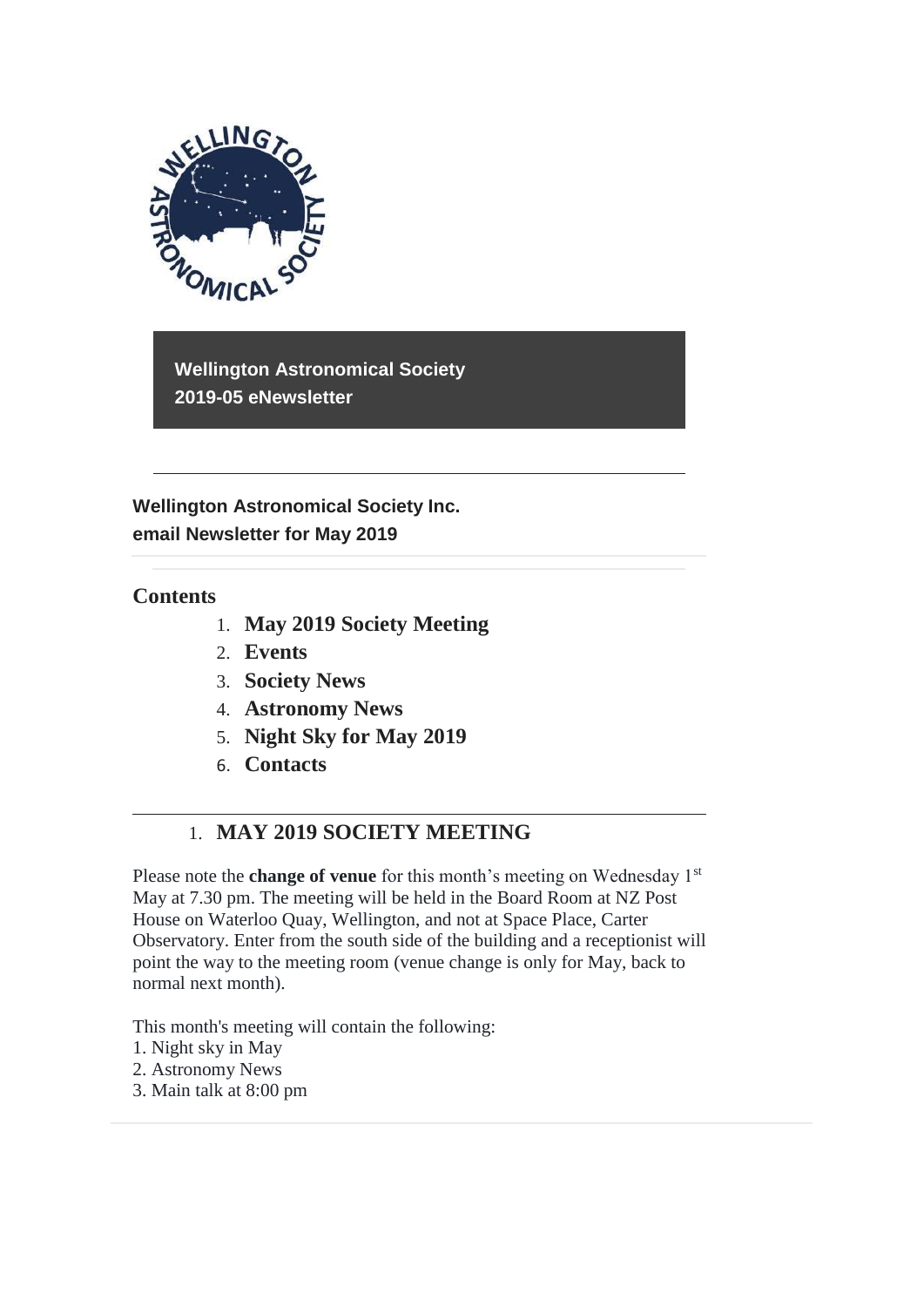**Wellington Astronomical Society**
**2019-05 eNewsletter**

---

**Wellington Astronomical Society Inc.**
**email Newsletter for May 2019**

## Contents

1. **May 2019 Society Meeting**
2. **Events**
3. **Society News**
4. **Astronomy News**
5. **Night Sky for May 2019**
6. **Contacts**

---

## 1. MAY 2019 SOCIETY MEETING

Please note the **change of venue** for this month's meeting on Wednesday 1st May at 7.30 pm. The meeting will be held in the Board Room at NZ Post House on Waterloo Quay, Wellington, and not at Space Place, Carter Observatory. Enter from the south side of the building and a receptionist will point the way to the meeting room (venue change is only for May, back to normal next month).

This month's meeting will contain the following:
1. Night sky in May
2. Astronomy News
3. Main talk at 8:00 pm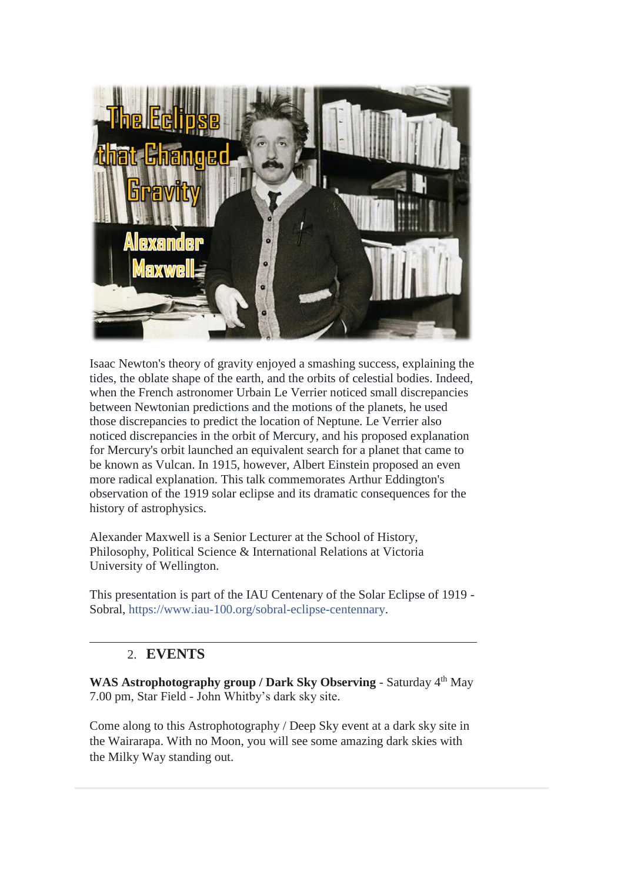Isaac Newton's theory of gravity enjoyed a smashing success, explaining the tides, the oblate shape of the earth, and the orbits of celestial bodies. Indeed, when the French astronomer Urbain Le Verrier noticed small discrepancies between Newtonian predictions and the motions of the planets, he used those discrepancies to predict the location of Neptune. Le Verrier also noticed discrepancies in the orbit of Mercury, and his proposed explanation for Mercury's orbit launched an equivalent search for a planet that came to be known as Vulcan. In 1915, however, Albert Einstein proposed an even more radical explanation. This talk commemorates Arthur Eddington's observation of the 1919 solar eclipse and its dramatic consequences for the history of astrophysics.

Alexander Maxwell is a Senior Lecturer at the School of History, Philosophy, Political Science & International Relations at Victoria University of Wellington.

This presentation is part of the IAU Centenary of the Solar Eclipse of 1919 - Sobral, https://www.iau-100.org/sobral-eclipse-centennary.

---

## 2. EVENTS

**WAS Astrophotography group / Dark Sky Observing** - Saturday 4th May 7.00 pm, Star Field - John Whitby's dark sky site.

Come along to this Astrophotography / Deep Sky event at a dark sky site in the Wairarapa. With no Moon, you will see some amazing dark skies with the Milky Way standing out.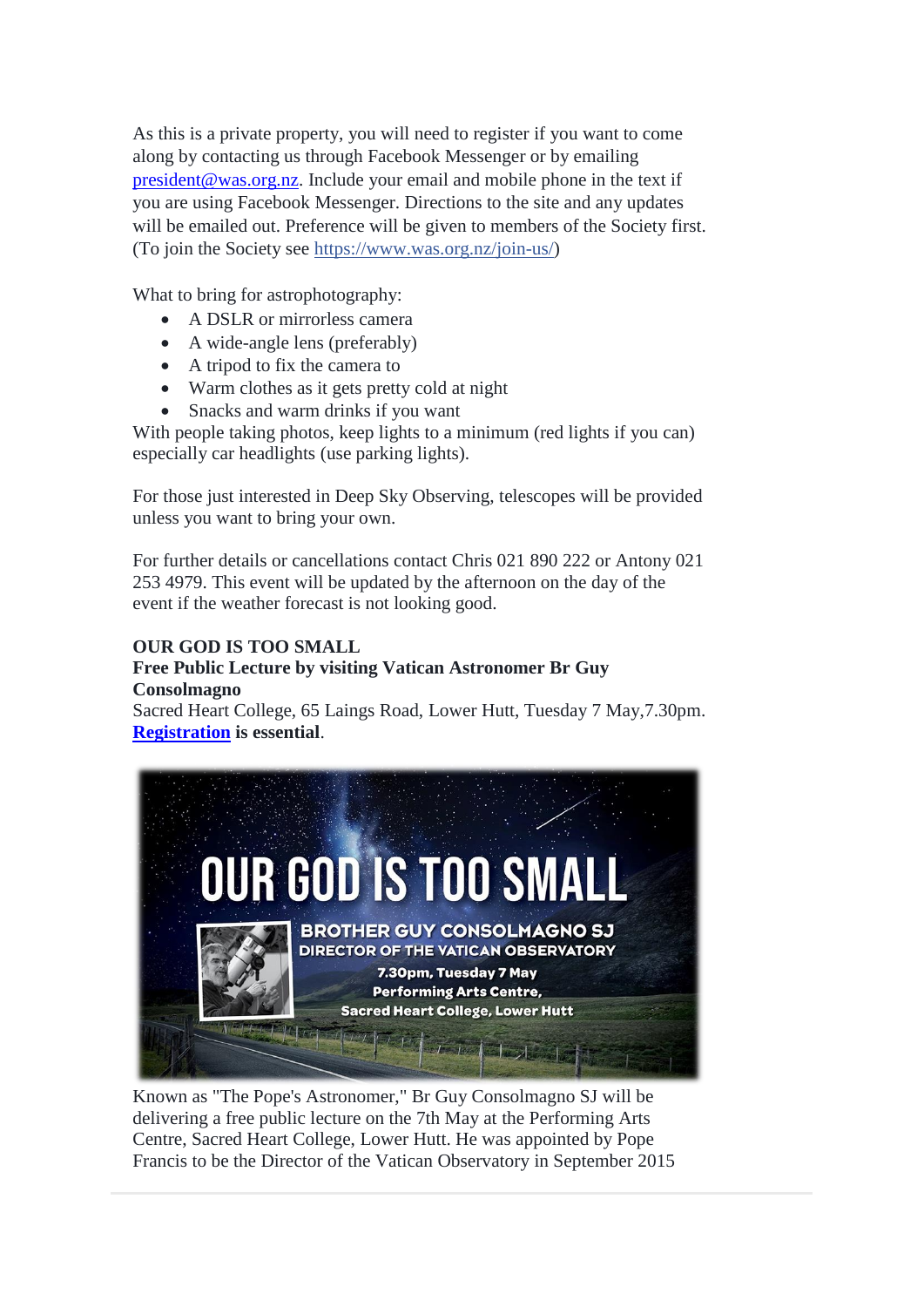As this is a private property, you will need to register if you want to come along by contacting us through Facebook Messenger or by emailing president@was.org.nz. Include your email and mobile phone in the text if you are using Facebook Messenger. Directions to the site and any updates will be emailed out. Preference will be given to members of the Society first. (To join the Society see https://www.was.org.nz/join-us/)

What to bring for astrophotography:

- A DSLR or mirrorless camera
- A wide-angle lens (preferably)
- A tripod to fix the camera to
- Warm clothes as it gets pretty cold at night
- Snacks and warm drinks if you want

With people taking photos, keep lights to a minimum (red lights if you can) especially car headlights (use parking lights).

For those just interested in Deep Sky Observing, telescopes will be provided unless you want to bring your own.

For further details or cancellations contact Chris 021 890 222 or Antony 021 253 4979. This event will be updated by the afternoon on the day of the event if the weather forecast is not looking good.

**OUR GOD IS TOO SMALL**
**Free Public Lecture by visiting Vatican Astronomer Br Guy Consolmagno**
Sacred Heart College, 65 Laings Road, Lower Hutt, Tuesday 7 May,7.30pm. **Registration is essential**.

OUR GOD IS TOO SMALL
BROTHER GUY CONSOLMAGNO SJ
DIRECTOR OF THE VATICAN OBSERVATORY
7.30pm, Tuesday 7 May
Performing Arts Centre,
Sacred Heart College, Lower Hutt

Known as "The Pope's Astronomer," Br Guy Consolmagno SJ will be delivering a free public lecture on the 7th May at the Performing Arts Centre, Sacred Heart College, Lower Hutt. He was appointed by Pope Francis to be the Director of the Vatican Observatory in September 2015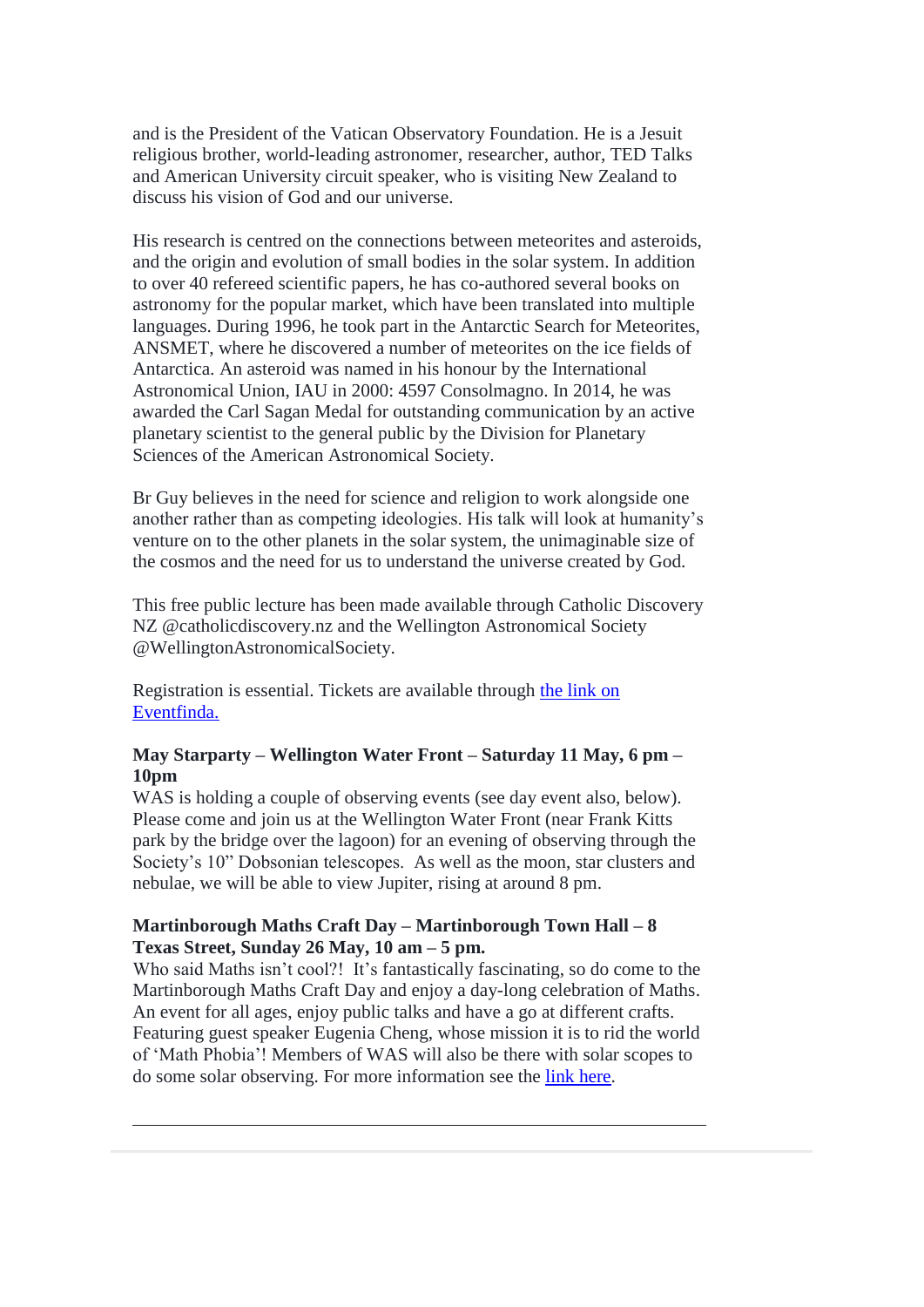and is the President of the Vatican Observatory Foundation. He is a Jesuit religious brother, world-leading astronomer, researcher, author, TED Talks and American University circuit speaker, who is visiting New Zealand to discuss his vision of God and our universe.

His research is centred on the connections between meteorites and asteroids, and the origin and evolution of small bodies in the solar system. In addition to over 40 refereed scientific papers, he has co-authored several books on astronomy for the popular market, which have been translated into multiple languages. During 1996, he took part in the Antarctic Search for Meteorites, ANSMET, where he discovered a number of meteorites on the ice fields of Antarctica. An asteroid was named in his honour by the International Astronomical Union, IAU in 2000: 4597 Consolmagno. In 2014, he was awarded the Carl Sagan Medal for outstanding communication by an active planetary scientist to the general public by the Division for Planetary Sciences of the American Astronomical Society.

Br Guy believes in the need for science and religion to work alongside one another rather than as competing ideologies. His talk will look at humanity's venture on to the other planets in the solar system, the unimaginable size of the cosmos and the need for us to understand the universe created by God.

This free public lecture has been made available through Catholic Discovery NZ @catholicdiscovery.nz and the Wellington Astronomical Society @WellingtonAstronomicalSociety.

Registration is essential. Tickets are available through [the link on Eventfinda.]()

**May Starparty – Wellington Water Front – Saturday 11 May, 6 pm – 10pm**
WAS is holding a couple of observing events (see day event also, below). Please come and join us at the Wellington Water Front (near Frank Kitts park by the bridge over the lagoon) for an evening of observing through the Society's 10" Dobsonian telescopes. As well as the moon, star clusters and nebulae, we will be able to view Jupiter, rising at around 8 pm.

**Martinborough Maths Craft Day – Martinborough Town Hall – 8 Texas Street, Sunday 26 May, 10 am – 5 pm.**
Who said Maths isn't cool?! It's fantastically fascinating, so do come to the Martinborough Maths Craft Day and enjoy a day-long celebration of Maths. An event for all ages, enjoy public talks and have a go at different crafts. Featuring guest speaker Eugenia Cheng, whose mission it is to rid the world of 'Math Phobia'! Members of WAS will also be there with solar scopes to do some solar observing. For more information see the [link here]().

---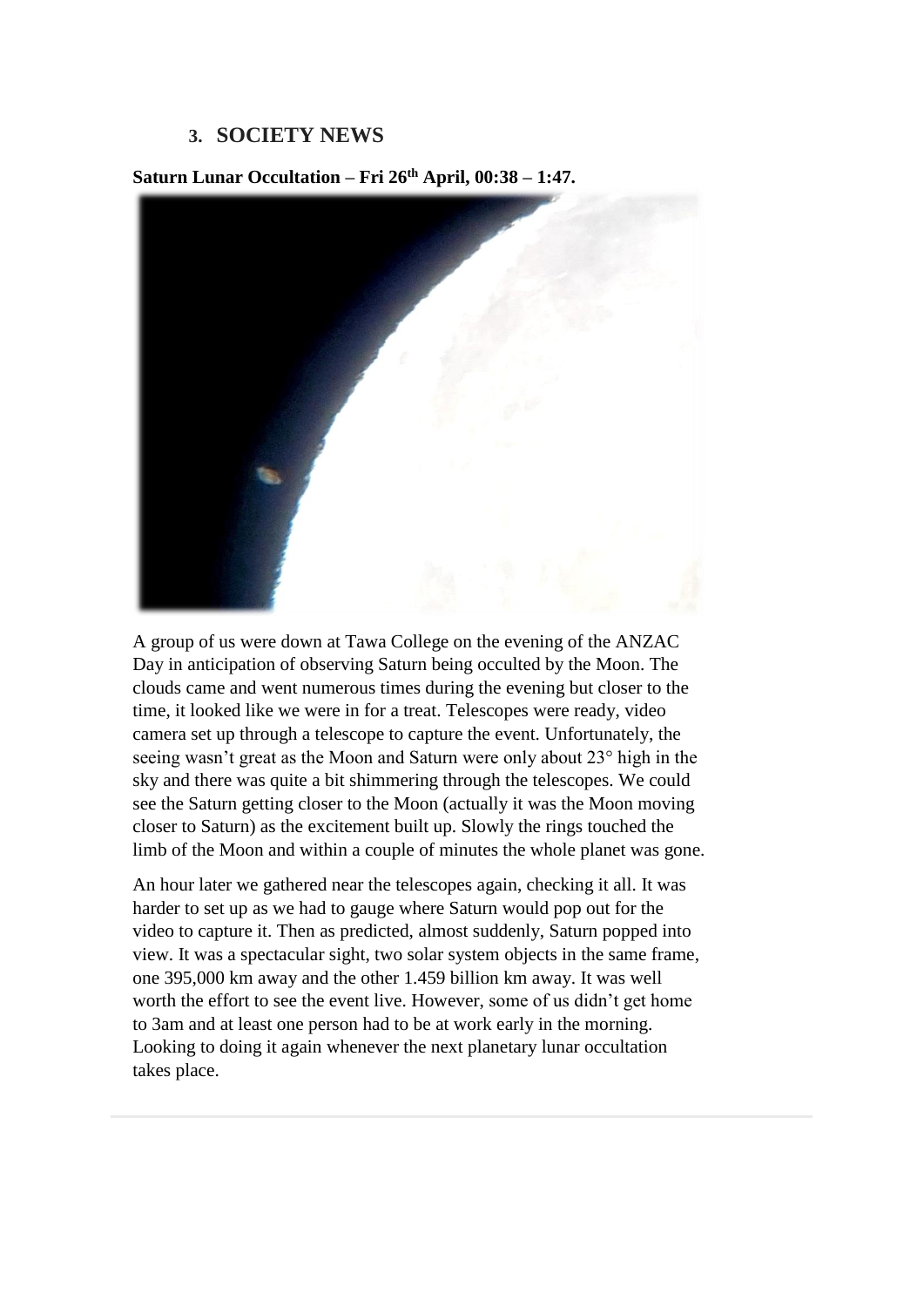## 3. SOCIETY NEWS

**Saturn Lunar Occultation – Fri 26th April, 00:38 – 1:47.**

A group of us were down at Tawa College on the evening of the ANZAC Day in anticipation of observing Saturn being occulted by the Moon. The clouds came and went numerous times during the evening but closer to the time, it looked like we were in for a treat. Telescopes were ready, video camera set up through a telescope to capture the event. Unfortunately, the seeing wasn't great as the Moon and Saturn were only about 23° high in the sky and there was quite a bit shimmering through the telescopes. We could see the Saturn getting closer to the Moon (actually it was the Moon moving closer to Saturn) as the excitement built up. Slowly the rings touched the limb of the Moon and within a couple of minutes the whole planet was gone.

An hour later we gathered near the telescopes again, checking it all. It was harder to set up as we had to gauge where Saturn would pop out for the video to capture it. Then as predicted, almost suddenly, Saturn popped into view. It was a spectacular sight, two solar system objects in the same frame, one 395,000 km away and the other 1.459 billion km away. It was well worth the effort to see the event live. However, some of us didn't get home to 3am and at least one person had to be at work early in the morning. Looking to doing it again whenever the next planetary lunar occultation takes place.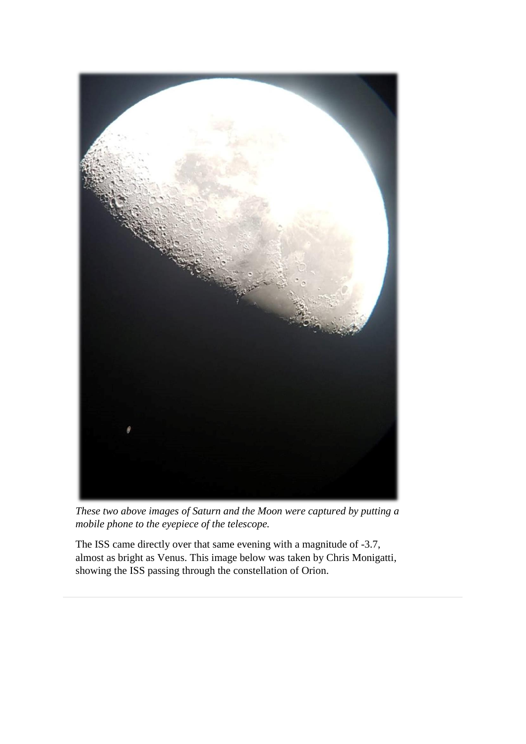*These two above images of Saturn and the Moon were captured by putting a mobile phone to the eyepiece of the telescope.*

The ISS came directly over that same evening with a magnitude of -3.7, almost as bright as Venus. This image below was taken by Chris Monigatti, showing the ISS passing through the constellation of Orion.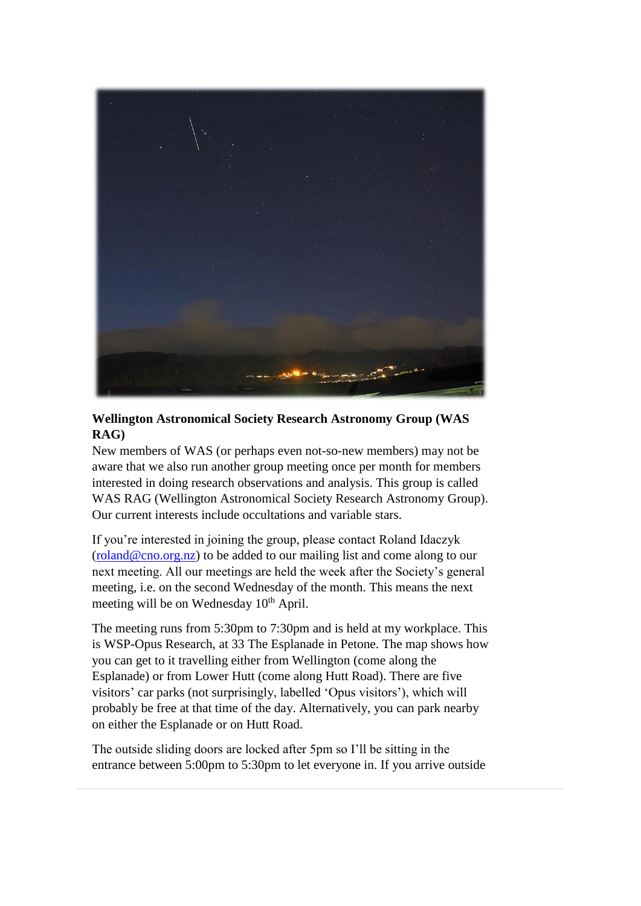**Wellington Astronomical Society Research Astronomy Group (WAS RAG)**

New members of WAS (or perhaps even not-so-new members) may not be aware that we also run another group meeting once per month for members interested in doing research observations and analysis. This group is called WAS RAG (Wellington Astronomical Society Research Astronomy Group). Our current interests include occultations and variable stars.

If you're interested in joining the group, please contact Roland Idaczyk (roland@cno.org.nz) to be added to our mailing list and come along to our next meeting. All our meetings are held the week after the Society's general meeting, i.e. on the second Wednesday of the month. This means the next meeting will be on Wednesday 10th April.

The meeting runs from 5:30pm to 7:30pm and is held at my workplace. This is WSP-Opus Research, at 33 The Esplanade in Petone. The map shows how you can get to it travelling either from Wellington (come along the Esplanade) or from Lower Hutt (come along Hutt Road). There are five visitors' car parks (not surprisingly, labelled 'Opus visitors'), which will probably be free at that time of the day. Alternatively, you can park nearby on either the Esplanade or on Hutt Road.

The outside sliding doors are locked after 5pm so I'll be sitting in the entrance between 5:00pm to 5:30pm to let everyone in. If you arrive outside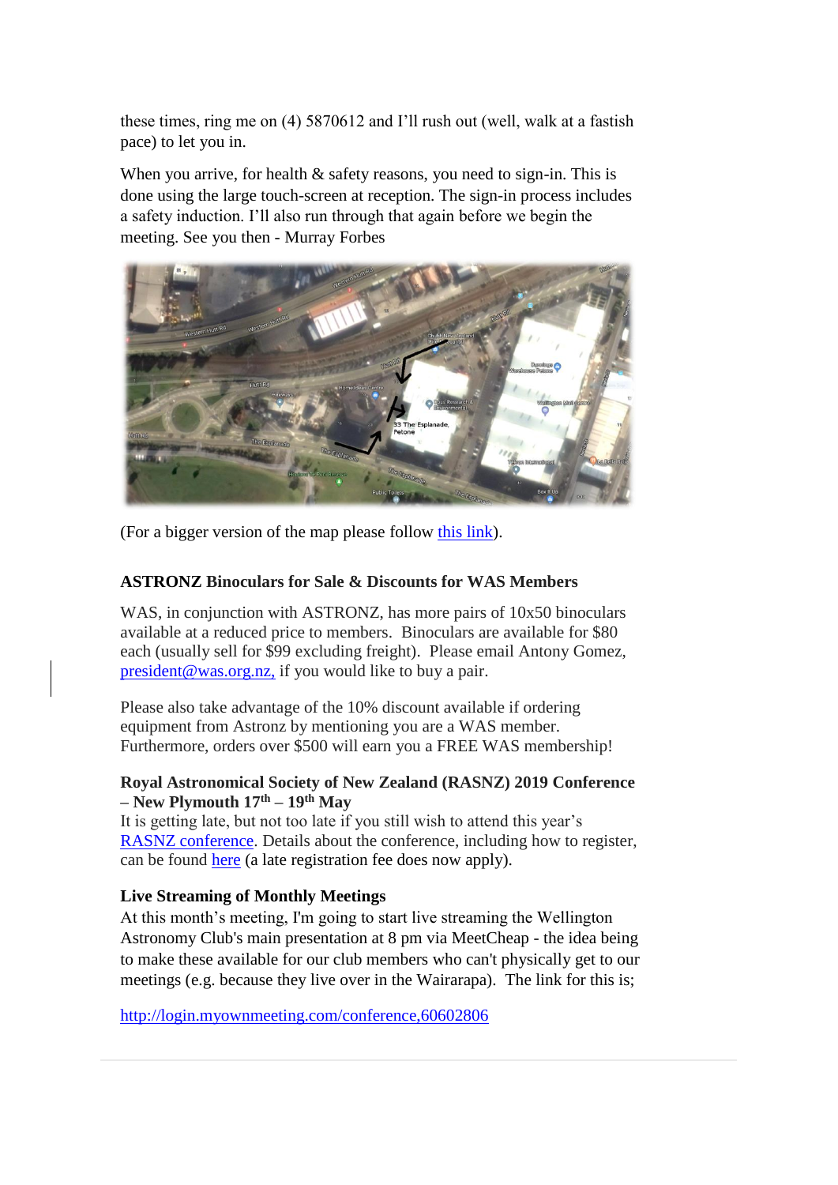these times, ring me on (4) 5870612 and I'll rush out (well, walk at a fastish pace) to let you in.

When you arrive, for health & safety reasons, you need to sign-in. This is done using the large touch-screen at reception. The sign-in process includes a safety induction. I'll also run through that again before we begin the meeting. See you then - Murray Forbes

(For a bigger version of the map please follow this link).

**ASTRONZ Binoculars for Sale & Discounts for WAS Members**

WAS, in conjunction with ASTRONZ, has more pairs of 10x50 binoculars available at a reduced price to members. Binoculars are available for $80 each (usually sell for $99 excluding freight). Please email Antony Gomez, president@was.org.nz, if you would like to buy a pair.

Please also take advantage of the 10% discount available if ordering equipment from Astronz by mentioning you are a WAS member. Furthermore, orders over $500 will earn you a FREE WAS membership!

**Royal Astronomical Society of New Zealand (RASNZ) 2019 Conference – New Plymouth 17th – 19th May**

It is getting late, but not too late if you still wish to attend this year's RASNZ conference. Details about the conference, including how to register, can be found here (a late registration fee does now apply).

**Live Streaming of Monthly Meetings**

At this month's meeting, I'm going to start live streaming the Wellington Astronomy Club's main presentation at 8 pm via MeetCheap - the idea being to make these available for our club members who can't physically get to our meetings (e.g. because they live over in the Wairarapa). The link for this is;

http://login.myownmeeting.com/conference,60602806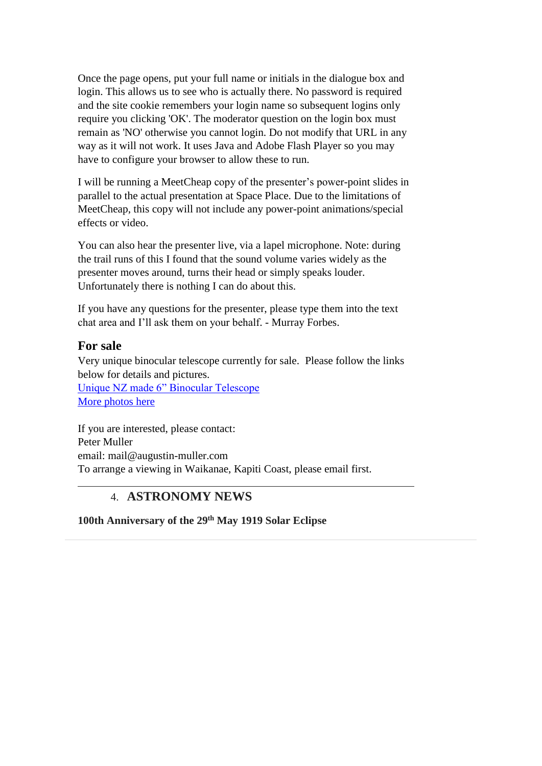Once the page opens, put your full name or initials in the dialogue box and login. This allows us to see who is actually there. No password is required and the site cookie remembers your login name so subsequent logins only require you clicking 'OK'. The moderator question on the login box must remain as 'NO' otherwise you cannot login. Do not modify that URL in any way as it will not work. It uses Java and Adobe Flash Player so you may have to configure your browser to allow these to run.

I will be running a MeetCheap copy of the presenter's power-point slides in parallel to the actual presentation at Space Place. Due to the limitations of MeetCheap, this copy will not include any power-point animations/special effects or video.

You can also hear the presenter live, via a lapel microphone. Note: during the trail runs of this I found that the sound volume varies widely as the presenter moves around, turns their head or simply speaks louder. Unfortunately there is nothing I can do about this.

If you have any questions for the presenter, please type them into the text chat area and I'll ask them on your behalf. - Murray Forbes.

### For sale

Very unique binocular telescope currently for sale. Please follow the links below for details and pictures.
Unique NZ made 6" Binocular Telescope
More photos here

If you are interested, please contact:
Peter Muller
email: mail@augustin-muller.com
To arrange a viewing in Waikanae, Kapiti Coast, please email first.

---

## 4. ASTRONOMY NEWS

**100th Anniversary of the 29th May 1919 Solar Eclipse**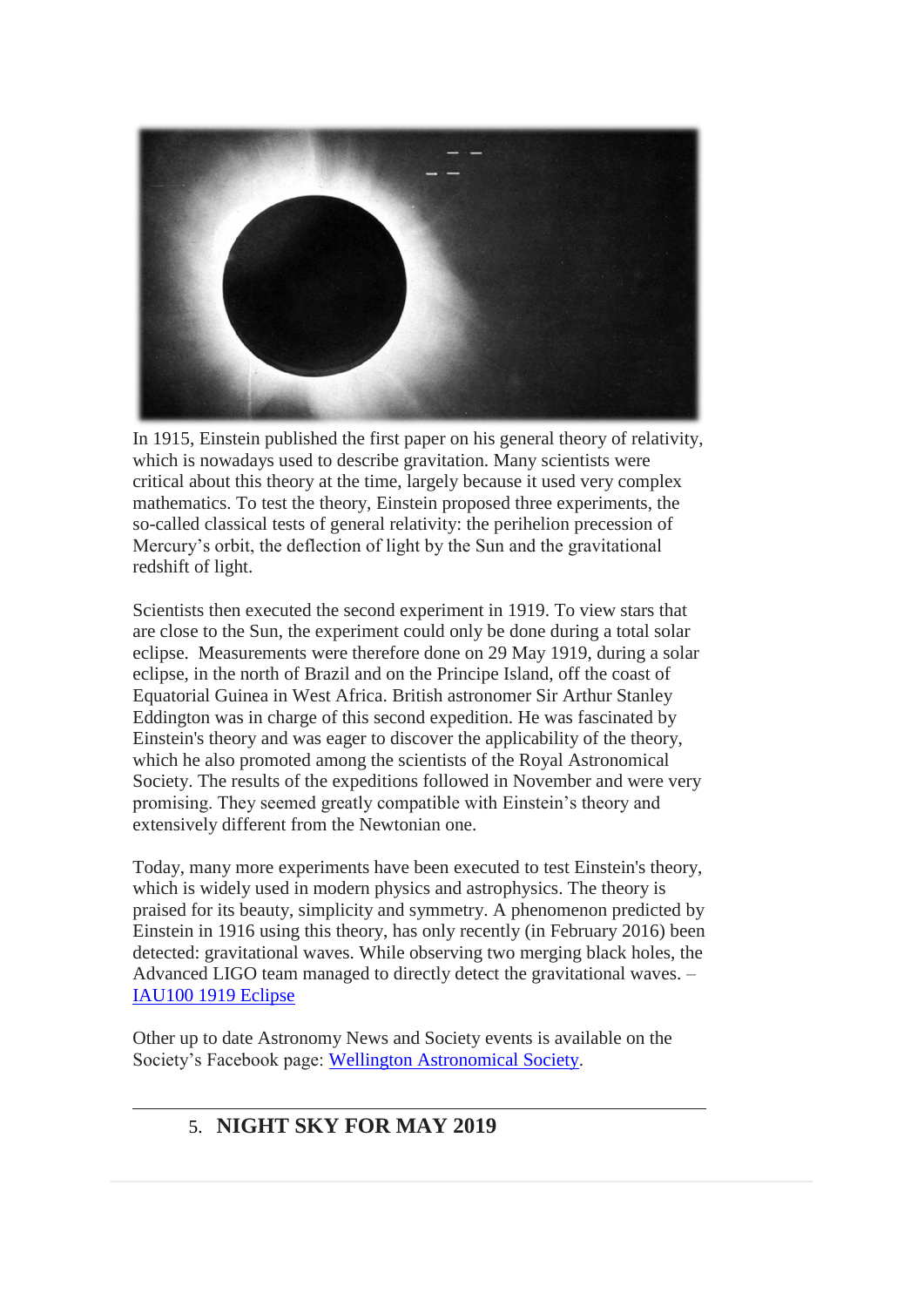In 1915, Einstein published the first paper on his general theory of relativity, which is nowadays used to describe gravitation. Many scientists were critical about this theory at the time, largely because it used very complex mathematics. To test the theory, Einstein proposed three experiments, the so-called classical tests of general relativity: the perihelion precession of Mercury's orbit, the deflection of light by the Sun and the gravitational redshift of light.

Scientists then executed the second experiment in 1919. To view stars that are close to the Sun, the experiment could only be done during a total solar eclipse. Measurements were therefore done on 29 May 1919, during a solar eclipse, in the north of Brazil and on the Principe Island, off the coast of Equatorial Guinea in West Africa. British astronomer Sir Arthur Stanley Eddington was in charge of this second expedition. He was fascinated by Einstein's theory and was eager to discover the applicability of the theory, which he also promoted among the scientists of the Royal Astronomical Society. The results of the expeditions followed in November and were very promising. They seemed greatly compatible with Einstein's theory and extensively different from the Newtonian one.

Today, many more experiments have been executed to test Einstein's theory, which is widely used in modern physics and astrophysics. The theory is praised for its beauty, simplicity and symmetry. A phenomenon predicted by Einstein in 1916 using this theory, has only recently (in February 2016) been detected: gravitational waves. While observing two merging black holes, the Advanced LIGO team managed to directly detect the gravitational waves. – [IAU100 1919 Eclipse]

Other up to date Astronomy News and Society events is available on the Society's Facebook page: [Wellington Astronomical Society].

---

## 5. NIGHT SKY FOR MAY 2019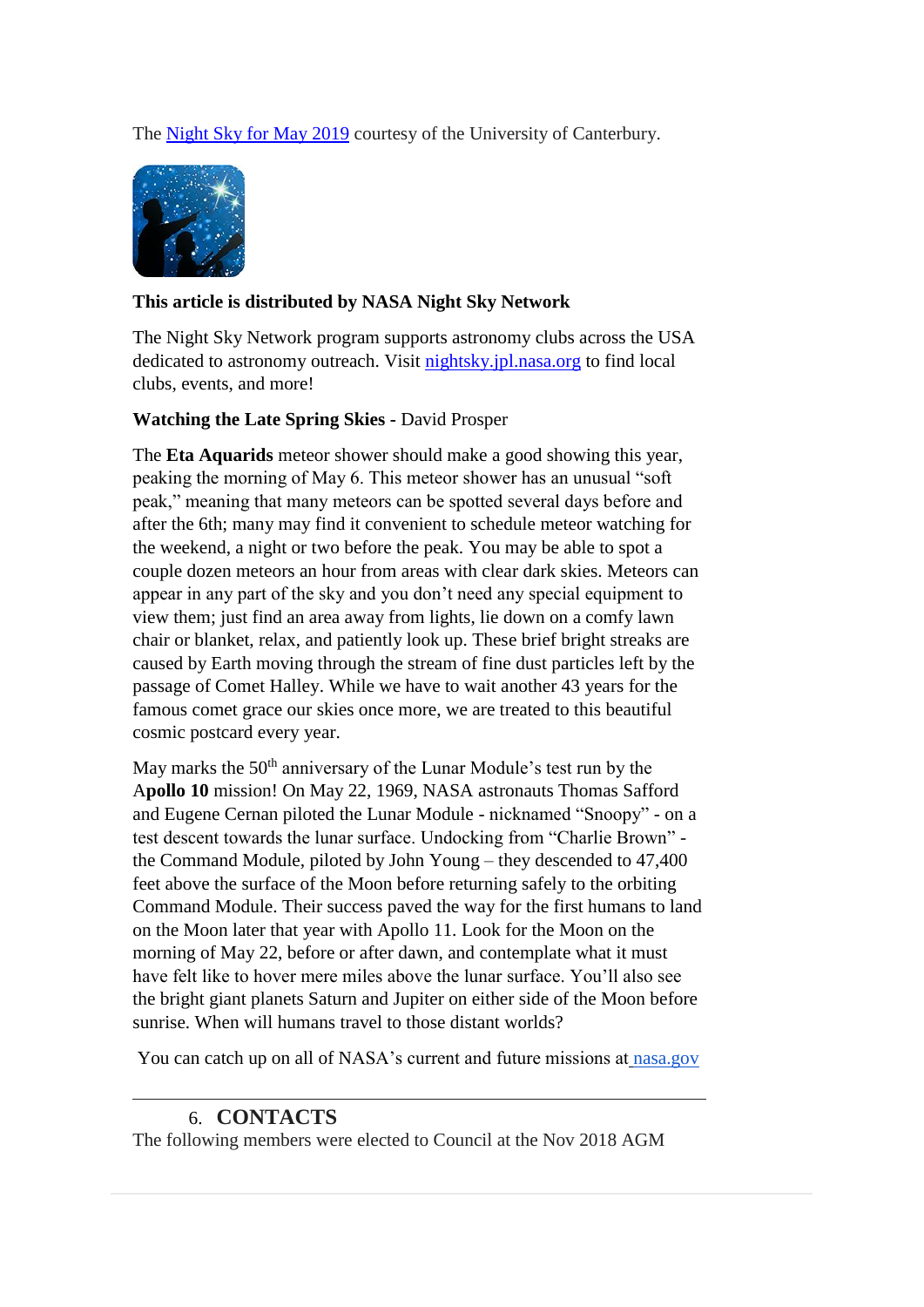The [Night Sky for May 2019](Night Sky for May 2019) courtesy of the University of Canterbury.

**This article is distributed by NASA Night Sky Network**

The Night Sky Network program supports astronomy clubs across the USA dedicated to astronomy outreach. Visit [nightsky.jpl.nasa.org](nightsky.jpl.nasa.org) to find local clubs, events, and more!

**Watching the Late Spring Skies -** David Prosper

The **Eta Aquarids** meteor shower should make a good showing this year, peaking the morning of May 6. This meteor shower has an unusual "soft peak," meaning that many meteors can be spotted several days before and after the 6th; many may find it convenient to schedule meteor watching for the weekend, a night or two before the peak. You may be able to spot a couple dozen meteors an hour from areas with clear dark skies. Meteors can appear in any part of the sky and you don't need any special equipment to view them; just find an area away from lights, lie down on a comfy lawn chair or blanket, relax, and patiently look up. These brief bright streaks are caused by Earth moving through the stream of fine dust particles left by the passage of Comet Halley. While we have to wait another 43 years for the famous comet grace our skies once more, we are treated to this beautiful cosmic postcard every year.

May marks the 50th anniversary of the Lunar Module's test run by the **Apollo 10** mission! On May 22, 1969, NASA astronauts Thomas Safford and Eugene Cernan piloted the Lunar Module - nicknamed "Snoopy" - on a test descent towards the lunar surface. Undocking from "Charlie Brown" - the Command Module, piloted by John Young – they descended to 47,400 feet above the surface of the Moon before returning safely to the orbiting Command Module. Their success paved the way for the first humans to land on the Moon later that year with Apollo 11. Look for the Moon on the morning of May 22, before or after dawn, and contemplate what it must have felt like to hover mere miles above the lunar surface. You'll also see the bright giant planets Saturn and Jupiter on either side of the Moon before sunrise. When will humans travel to those distant worlds?

You can catch up on all of NASA's current and future missions at [nasa.gov](nasa.gov)

---

## 6. CONTACTS

The following members were elected to Council at the Nov 2018 AGM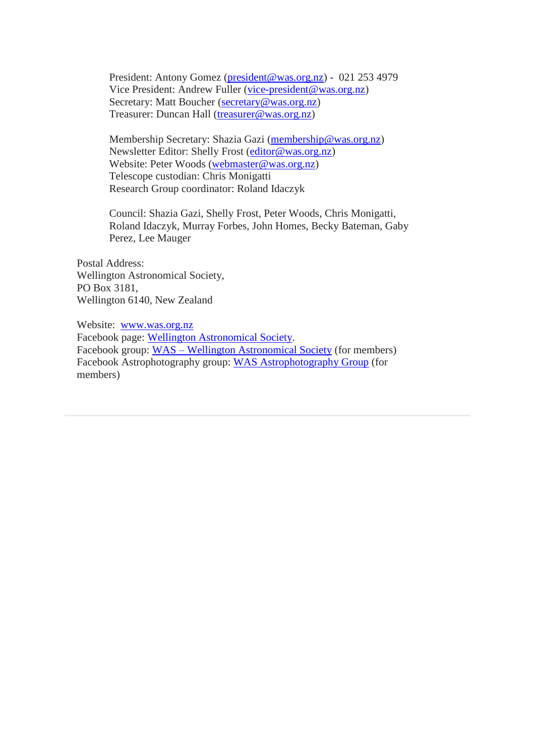President: Antony Gomez (president@was.org.nz) - 021 253 4979
Vice President: Andrew Fuller (vice-president@was.org.nz)
Secretary: Matt Boucher (secretary@was.org.nz)
Treasurer: Duncan Hall (treasurer@was.org.nz)

Membership Secretary: Shazia Gazi (membership@was.org.nz)
Newsletter Editor: Shelly Frost (editor@was.org.nz)
Website: Peter Woods (webmaster@was.org.nz)
Telescope custodian: Chris Monigatti
Research Group coordinator: Roland Idaczyk

Council: Shazia Gazi, Shelly Frost, Peter Woods, Chris Monigatti, Roland Idaczyk, Murray Forbes, John Homes, Becky Bateman, Gaby Perez, Lee Mauger

Postal Address:
Wellington Astronomical Society,
PO Box 3181,
Wellington 6140, New Zealand

Website: www.was.org.nz
Facebook page: Wellington Astronomical Society.
Facebook group: WAS – Wellington Astronomical Society (for members)
Facebook Astrophotography group: WAS Astrophotography Group (for members)

---